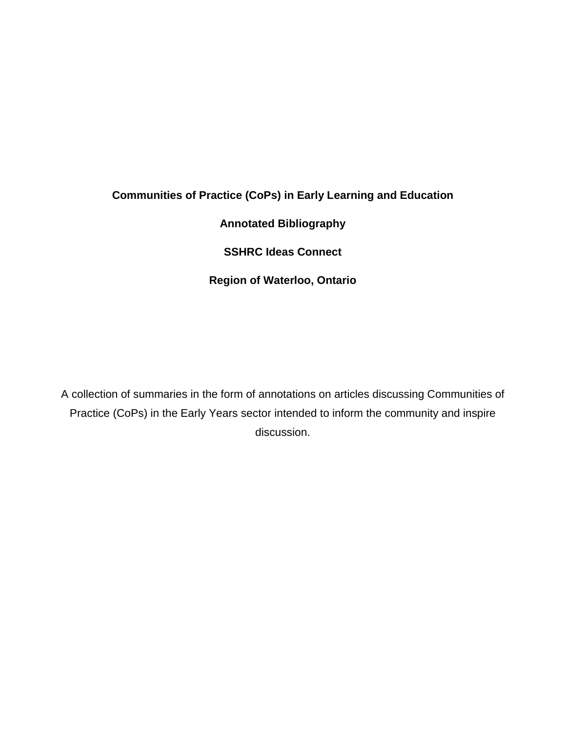# Communities of Practice (CoPs) in Early Learning and Education

**Annotated Bibliography**

**SSHRC Ideas Connect**

**Region of Waterloo, Ontario**

A collection of summaries in the form of annotations on articles discussing Communities of Practice (CoPs) in the Early Years sector intended to inform the community and inspire discussion.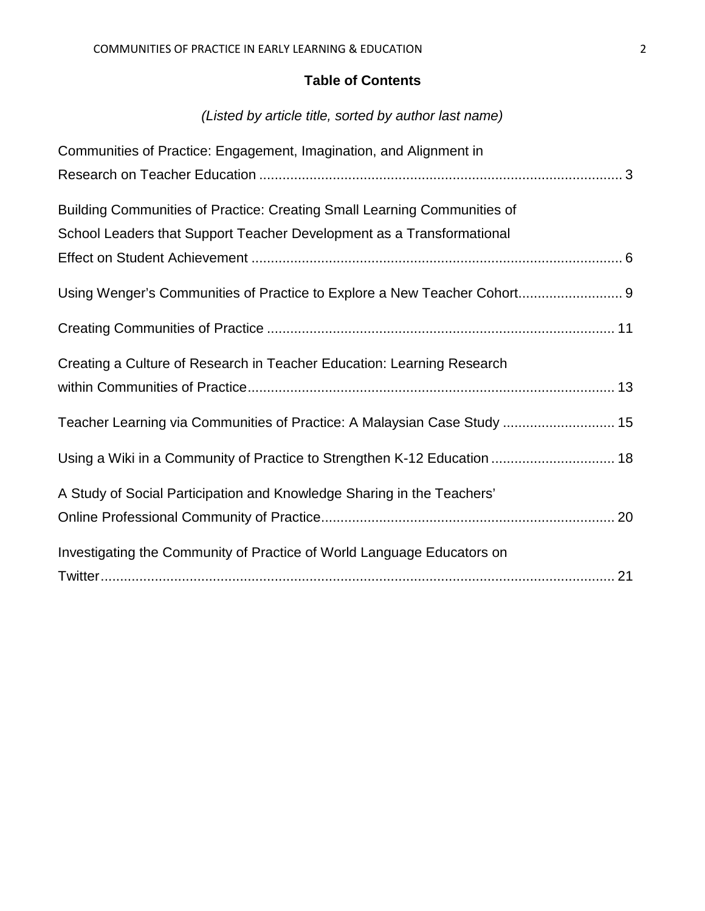## Table of Contents

*(Listed by article title, sorted by author last name)*

Communities of Practice: Engagement, Imagination, and Alignment in Research on Teacher Education ........ 3

Building Communities of Practice: Creating Small Learning Communities of School Leaders that Support Teacher Development as a Transformational Effect on Student Achievement ........ 6

Using Wenger's Communities of Practice to Explore a New Teacher Cohort ........ 9

Creating Communities of Practice ........ 11

Creating a Culture of Research in Teacher Education: Learning Research within Communities of Practice ........ 13

Teacher Learning via Communities of Practice: A Malaysian Case Study ........ 15

Using a Wiki in a Community of Practice to Strengthen K-12 Education ........ 18

A Study of Social Participation and Knowledge Sharing in the Teachers' Online Professional Community of Practice ........ 20

Investigating the Community of Practice of World Language Educators on Twitter ........ 21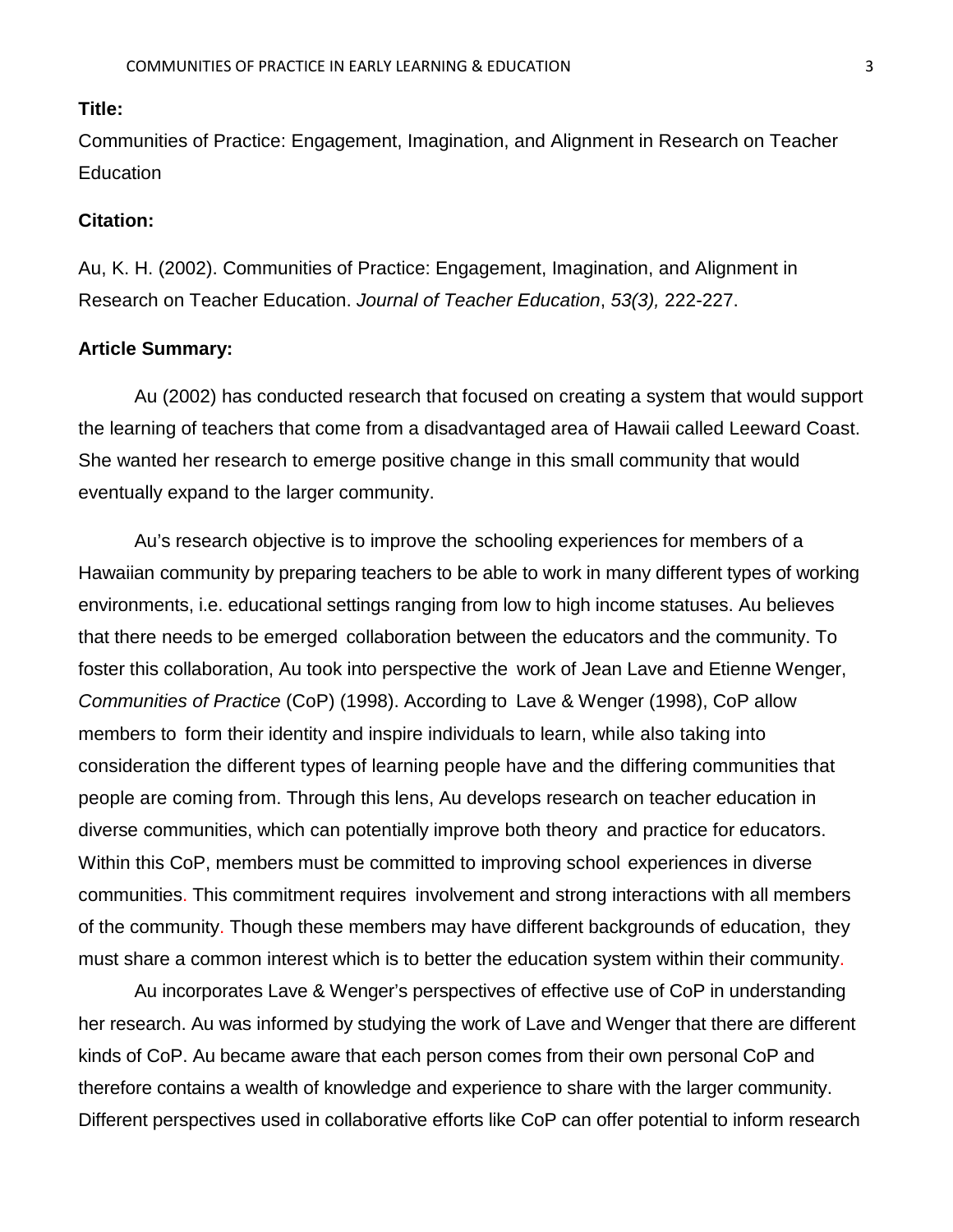**Title:**

Communities of Practice: Engagement, Imagination, and Alignment in Research on Teacher Education

**Citation:**

Au, K. H. (2002). Communities of Practice: Engagement, Imagination, and Alignment in Research on Teacher Education. *Journal of Teacher Education*, *53(3),* 222-227.

**Article Summary:**

Au (2002) has conducted research that focused on creating a system that would support the learning of teachers that come from a disadvantaged area of Hawaii called Leeward Coast. She wanted her research to emerge positive change in this small community that would eventually expand to the larger community.

Au's research objective is to improve the schooling experiences for members of a Hawaiian community by preparing teachers to be able to work in many different types of working environments, i.e. educational settings ranging from low to high income statuses. Au believes that there needs to be emerged collaboration between the educators and the community. To foster this collaboration, Au took into perspective the work of Jean Lave and Etienne Wenger, *Communities of Practice* (CoP) (1998). According to Lave & Wenger (1998), CoP allow members to form their identity and inspire individuals to learn, while also taking into consideration the different types of learning people have and the differing communities that people are coming from. Through this lens, Au develops research on teacher education in diverse communities, which can potentially improve both theory and practice for educators. Within this CoP, members must be committed to improving school experiences in diverse communities. This commitment requires involvement and strong interactions with all members of the community. Though these members may have different backgrounds of education, they must share a common interest which is to better the education system within their community.

Au incorporates Lave & Wenger's perspectives of effective use of CoP in understanding her research. Au was informed by studying the work of Lave and Wenger that there are different kinds of CoP. Au became aware that each person comes from their own personal CoP and therefore contains a wealth of knowledge and experience to share with the larger community. Different perspectives used in collaborative efforts like CoP can offer potential to inform research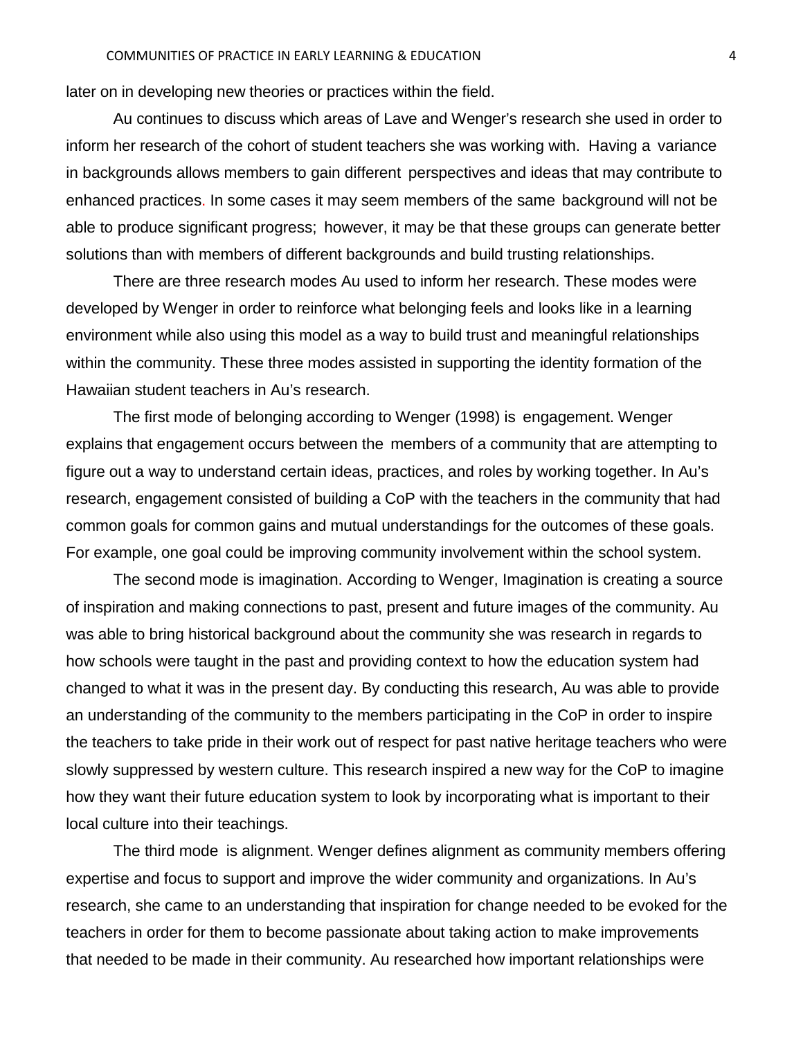later on in developing new theories or practices within the field.

Au continues to discuss which areas of Lave and Wenger's research she used in order to inform her research of the cohort of student teachers she was working with. Having a variance in backgrounds allows members to gain different perspectives and ideas that may contribute to enhanced practices. In some cases it may seem members of the same background will not be able to produce significant progress; however, it may be that these groups can generate better solutions than with members of different backgrounds and build trusting relationships.

There are three research modes Au used to inform her research. These modes were developed by Wenger in order to reinforce what belonging feels and looks like in a learning environment while also using this model as a way to build trust and meaningful relationships within the community. These three modes assisted in supporting the identity formation of the Hawaiian student teachers in Au's research.

The first mode of belonging according to Wenger (1998) is engagement. Wenger explains that engagement occurs between the members of a community that are attempting to figure out a way to understand certain ideas, practices, and roles by working together. In Au's research, engagement consisted of building a CoP with the teachers in the community that had common goals for common gains and mutual understandings for the outcomes of these goals. For example, one goal could be improving community involvement within the school system.

The second mode is imagination. According to Wenger, Imagination is creating a source of inspiration and making connections to past, present and future images of the community. Au was able to bring historical background about the community she was research in regards to how schools were taught in the past and providing context to how the education system had changed to what it was in the present day. By conducting this research, Au was able to provide an understanding of the community to the members participating in the CoP in order to inspire the teachers to take pride in their work out of respect for past native heritage teachers who were slowly suppressed by western culture. This research inspired a new way for the CoP to imagine how they want their future education system to look by incorporating what is important to their local culture into their teachings.

The third mode is alignment. Wenger defines alignment as community members offering expertise and focus to support and improve the wider community and organizations. In Au's research, she came to an understanding that inspiration for change needed to be evoked for the teachers in order for them to become passionate about taking action to make improvements that needed to be made in their community. Au researched how important relationships were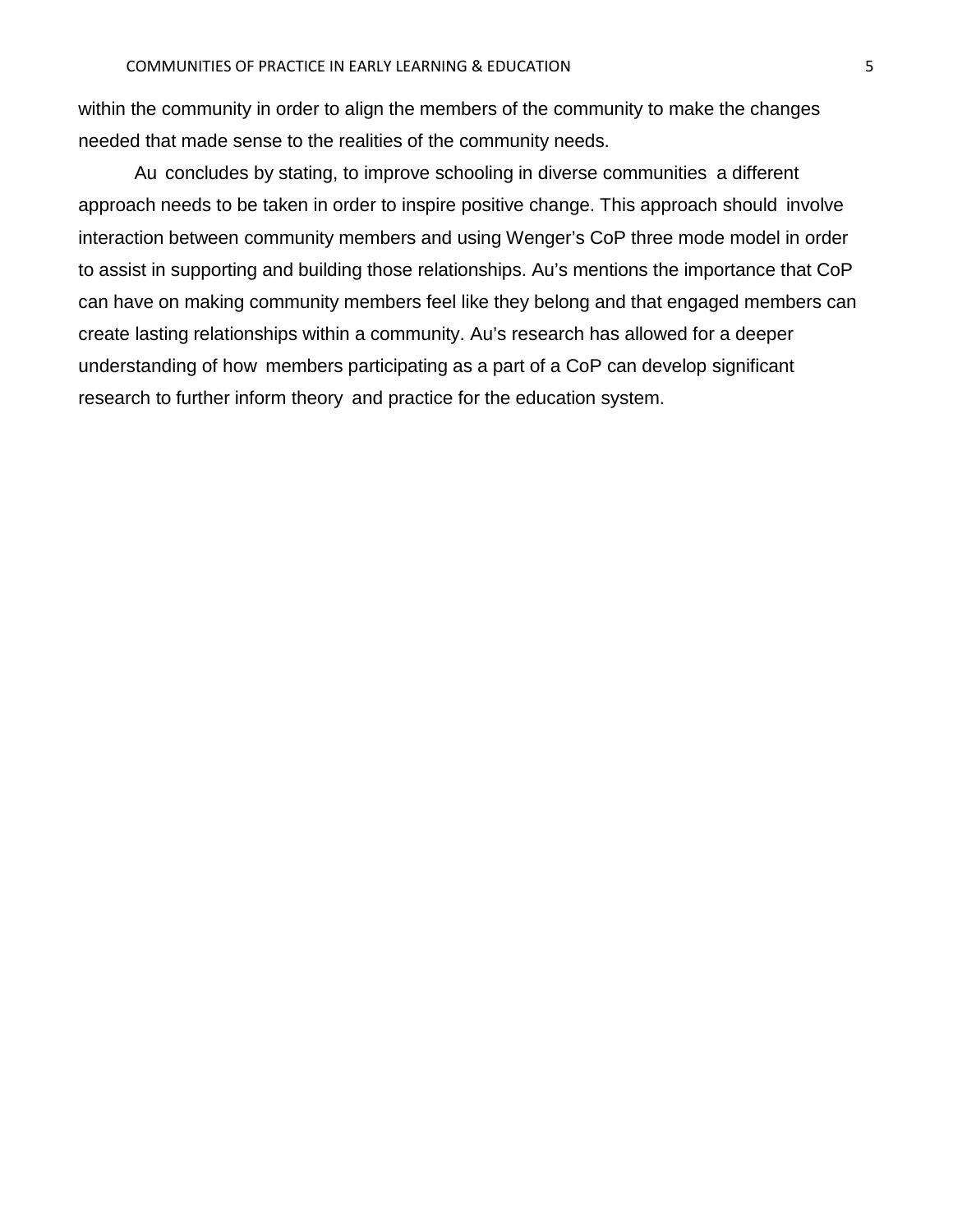within the community in order to align the members of the community to make the changes needed that made sense to the realities of the community needs.

Au concludes by stating, to improve schooling in diverse communities a different approach needs to be taken in order to inspire positive change. This approach should involve interaction between community members and using Wenger's CoP three mode model in order to assist in supporting and building those relationships. Au's mentions the importance that CoP can have on making community members feel like they belong and that engaged members can create lasting relationships within a community. Au's research has allowed for a deeper understanding of how members participating as a part of a CoP can develop significant research to further inform theory and practice for the education system.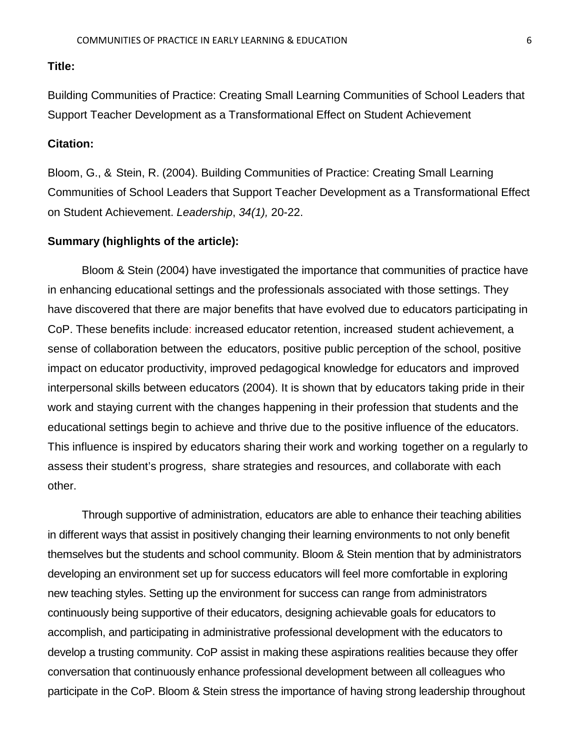**Title:**

Building Communities of Practice: Creating Small Learning Communities of School Leaders that Support Teacher Development as a Transformational Effect on Student Achievement

**Citation:**

Bloom, G., & Stein, R. (2004). Building Communities of Practice: Creating Small Learning Communities of School Leaders that Support Teacher Development as a Transformational Effect on Student Achievement. *Leadership*, *34(1),* 20-22.

**Summary (highlights of the article):**

Bloom & Stein (2004) have investigated the importance that communities of practice have in enhancing educational settings and the professionals associated with those settings. They have discovered that there are major benefits that have evolved due to educators participating in CoP. These benefits include: increased educator retention, increased student achievement, a sense of collaboration between the educators, positive public perception of the school, positive impact on educator productivity, improved pedagogical knowledge for educators and improved interpersonal skills between educators (2004). It is shown that by educators taking pride in their work and staying current with the changes happening in their profession that students and the educational settings begin to achieve and thrive due to the positive influence of the educators. This influence is inspired by educators sharing their work and working together on a regularly to assess their student's progress, share strategies and resources, and collaborate with each other.

Through supportive of administration, educators are able to enhance their teaching abilities in different ways that assist in positively changing their learning environments to not only benefit themselves but the students and school community. Bloom & Stein mention that by administrators developing an environment set up for success educators will feel more comfortable in exploring new teaching styles. Setting up the environment for success can range from administrators continuously being supportive of their educators, designing achievable goals for educators to accomplish, and participating in administrative professional development with the educators to develop a trusting community. CoP assist in making these aspirations realities because they offer conversation that continuously enhance professional development between all colleagues who participate in the CoP. Bloom & Stein stress the importance of having strong leadership throughout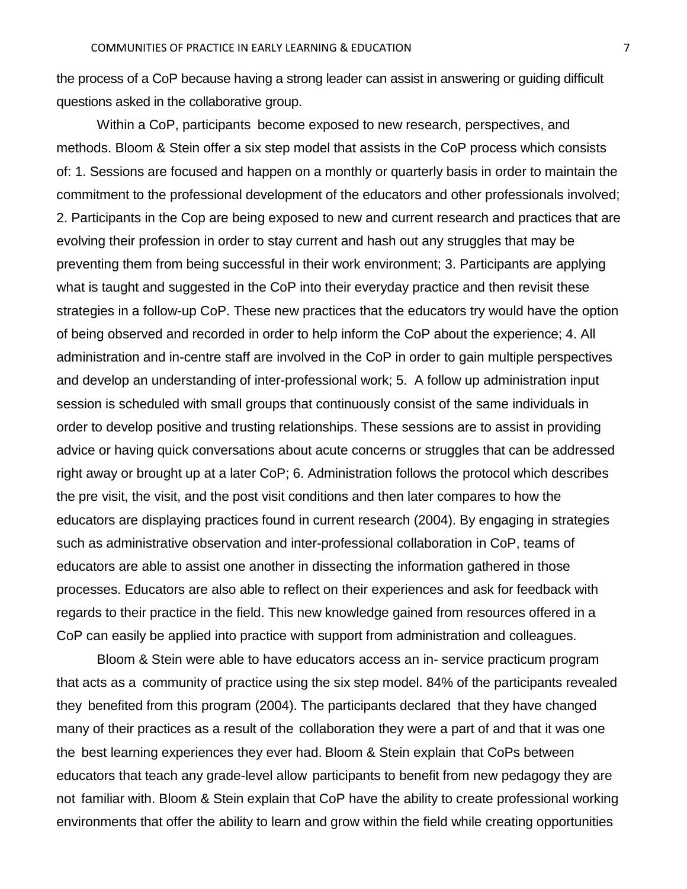the process of a CoP because having a strong leader can assist in answering or guiding difficult questions asked in the collaborative group.

Within a CoP, participants become exposed to new research, perspectives, and methods. Bloom & Stein offer a six step model that assists in the CoP process which consists of: 1. Sessions are focused and happen on a monthly or quarterly basis in order to maintain the commitment to the professional development of the educators and other professionals involved; 2. Participants in the Cop are being exposed to new and current research and practices that are evolving their profession in order to stay current and hash out any struggles that may be preventing them from being successful in their work environment; 3. Participants are applying what is taught and suggested in the CoP into their everyday practice and then revisit these strategies in a follow-up CoP. These new practices that the educators try would have the option of being observed and recorded in order to help inform the CoP about the experience; 4. All administration and in-centre staff are involved in the CoP in order to gain multiple perspectives and develop an understanding of inter-professional work; 5. A follow up administration input session is scheduled with small groups that continuously consist of the same individuals in order to develop positive and trusting relationships. These sessions are to assist in providing advice or having quick conversations about acute concerns or struggles that can be addressed right away or brought up at a later CoP; 6. Administration follows the protocol which describes the pre visit, the visit, and the post visit conditions and then later compares to how the educators are displaying practices found in current research (2004). By engaging in strategies such as administrative observation and inter-professional collaboration in CoP, teams of educators are able to assist one another in dissecting the information gathered in those processes. Educators are also able to reflect on their experiences and ask for feedback with regards to their practice in the field. This new knowledge gained from resources offered in a CoP can easily be applied into practice with support from administration and colleagues.

Bloom & Stein were able to have educators access an in- service practicum program that acts as a community of practice using the six step model. 84% of the participants revealed they benefited from this program (2004). The participants declared that they have changed many of their practices as a result of the collaboration they were a part of and that it was one the best learning experiences they ever had. Bloom & Stein explain that CoPs between educators that teach any grade-level allow participants to benefit from new pedagogy they are not familiar with. Bloom & Stein explain that CoP have the ability to create professional working environments that offer the ability to learn and grow within the field while creating opportunities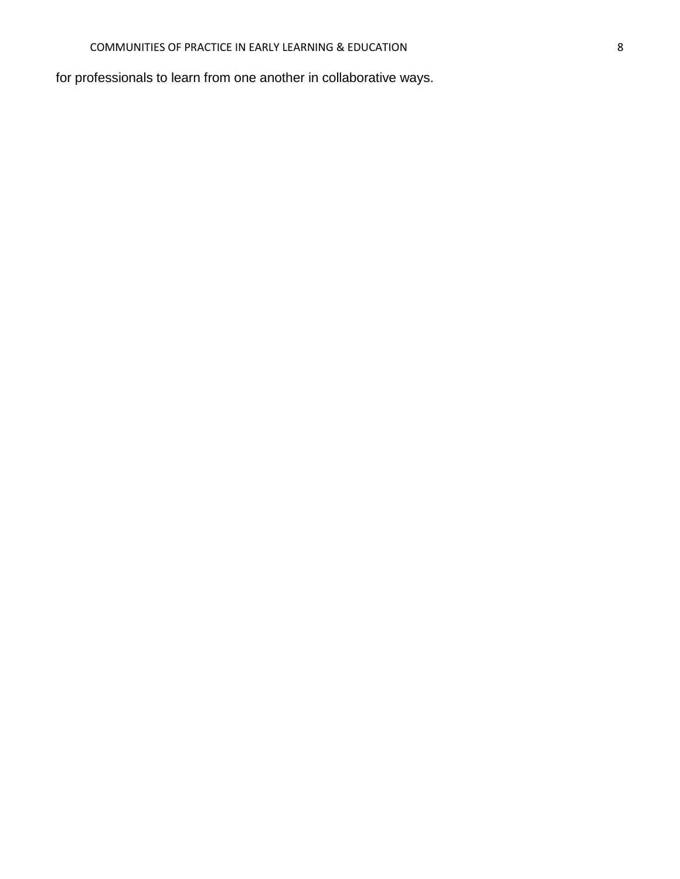for professionals to learn from one another in collaborative ways.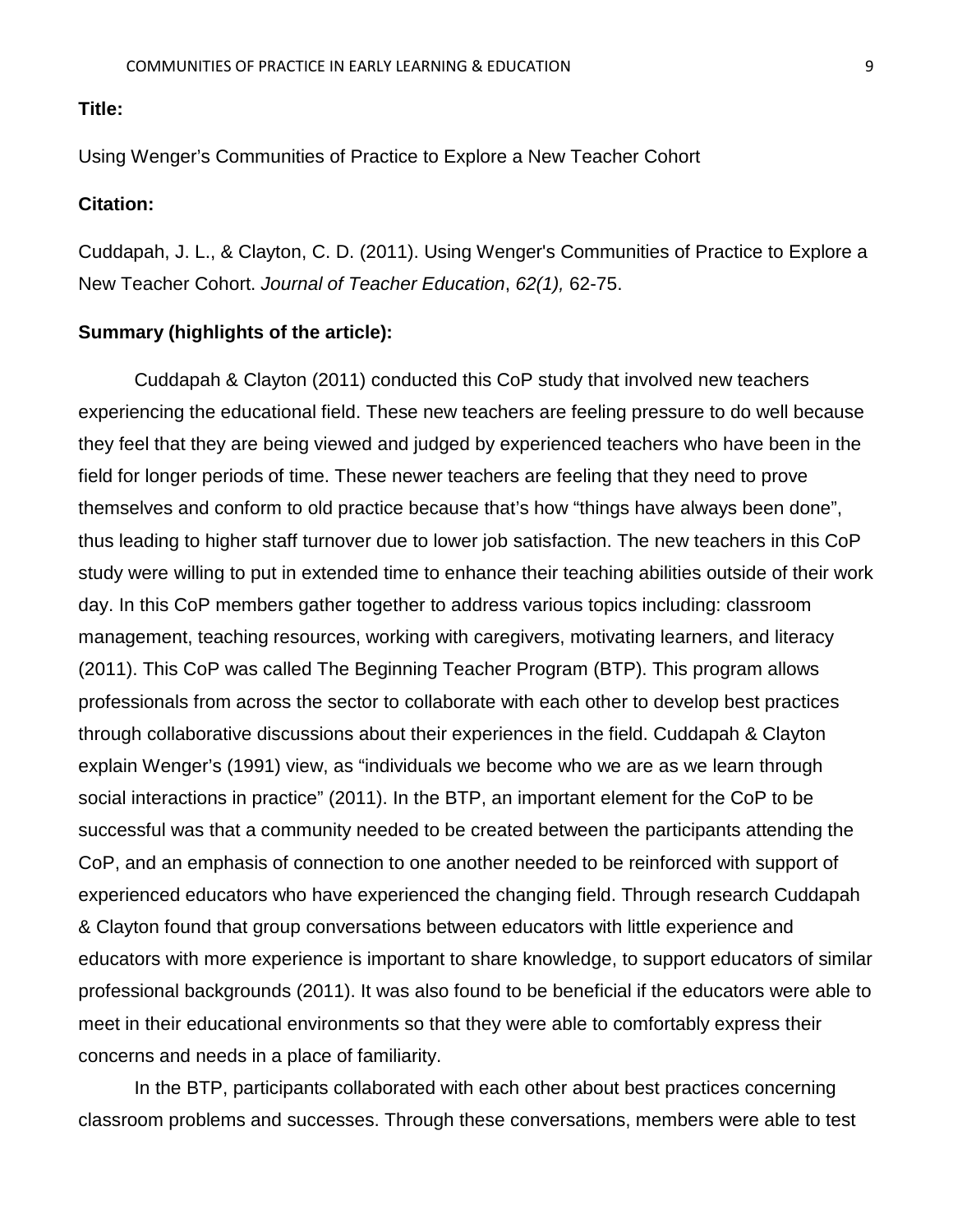**Title:**

Using Wenger's Communities of Practice to Explore a New Teacher Cohort

**Citation:**

Cuddapah, J. L., & Clayton, C. D. (2011). Using Wenger's Communities of Practice to Explore a New Teacher Cohort. *Journal of Teacher Education*, *62(1),* 62-75.

**Summary (highlights of the article):**

Cuddapah & Clayton (2011) conducted this CoP study that involved new teachers experiencing the educational field. These new teachers are feeling pressure to do well because they feel that they are being viewed and judged by experienced teachers who have been in the field for longer periods of time. These newer teachers are feeling that they need to prove themselves and conform to old practice because that's how "things have always been done", thus leading to higher staff turnover due to lower job satisfaction. The new teachers in this CoP study were willing to put in extended time to enhance their teaching abilities outside of their work day. In this CoP members gather together to address various topics including: classroom management, teaching resources, working with caregivers, motivating learners, and literacy (2011). This CoP was called The Beginning Teacher Program (BTP). This program allows professionals from across the sector to collaborate with each other to develop best practices through collaborative discussions about their experiences in the field. Cuddapah & Clayton explain Wenger's (1991) view, as "individuals we become who we are as we learn through social interactions in practice" (2011). In the BTP, an important element for the CoP to be successful was that a community needed to be created between the participants attending the CoP, and an emphasis of connection to one another needed to be reinforced with support of experienced educators who have experienced the changing field. Through research Cuddapah & Clayton found that group conversations between educators with little experience and educators with more experience is important to share knowledge, to support educators of similar professional backgrounds (2011). It was also found to be beneficial if the educators were able to meet in their educational environments so that they were able to comfortably express their concerns and needs in a place of familiarity.

In the BTP, participants collaborated with each other about best practices concerning classroom problems and successes. Through these conversations, members were able to test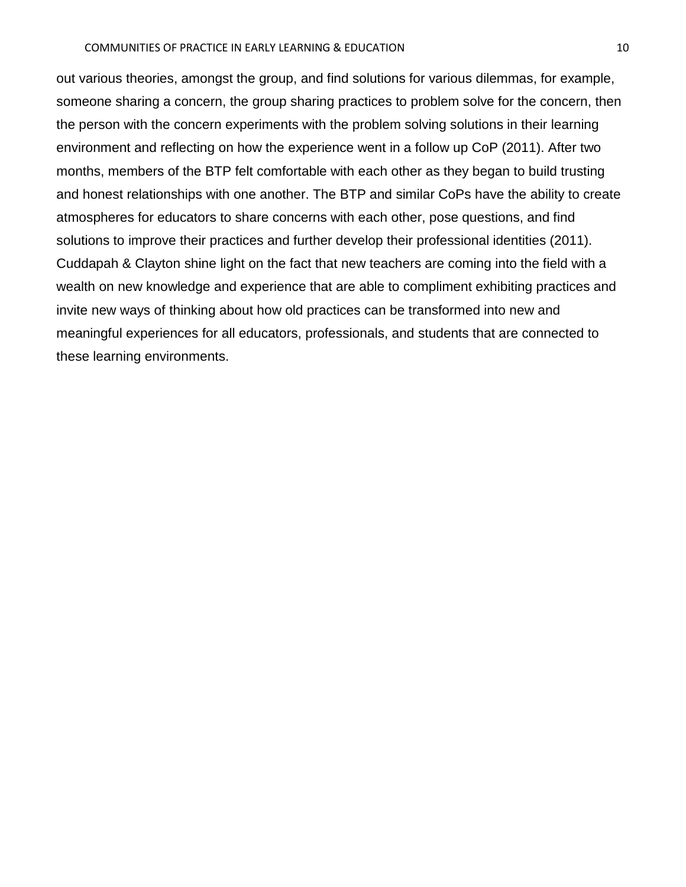out various theories, amongst the group, and find solutions for various dilemmas, for example, someone sharing a concern, the group sharing practices to problem solve for the concern, then the person with the concern experiments with the problem solving solutions in their learning environment and reflecting on how the experience went in a follow up CoP (2011). After two months, members of the BTP felt comfortable with each other as they began to build trusting and honest relationships with one another. The BTP and similar CoPs have the ability to create atmospheres for educators to share concerns with each other, pose questions, and find solutions to improve their practices and further develop their professional identities (2011). Cuddapah & Clayton shine light on the fact that new teachers are coming into the field with a wealth on new knowledge and experience that are able to compliment exhibiting practices and invite new ways of thinking about how old practices can be transformed into new and meaningful experiences for all educators, professionals, and students that are connected to these learning environments.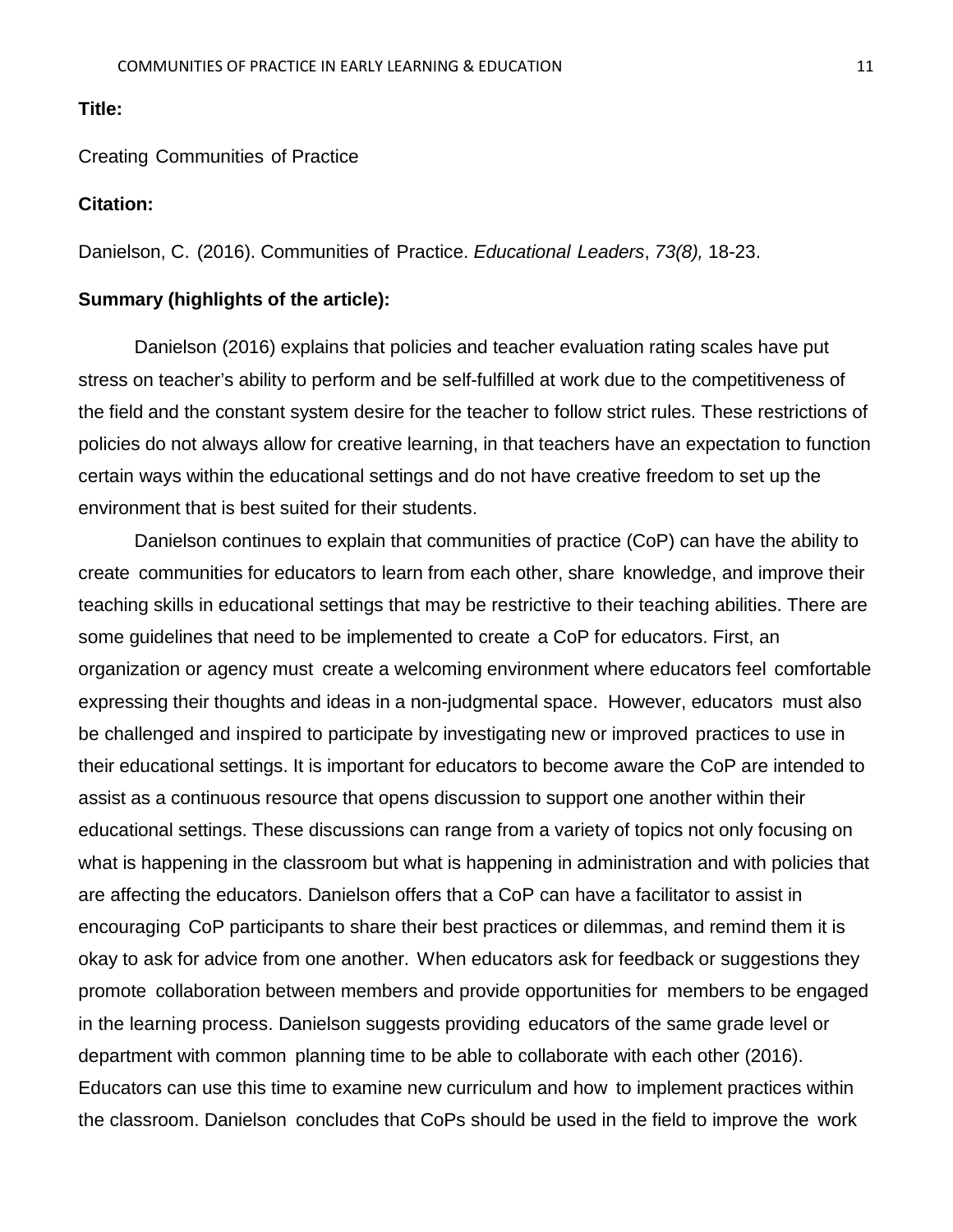**Title:**

Creating Communities of Practice

**Citation:**

Danielson, C. (2016). Communities of Practice. *Educational Leaders*, *73(8),* 18-23.

**Summary (highlights of the article):**

Danielson (2016) explains that policies and teacher evaluation rating scales have put stress on teacher's ability to perform and be self-fulfilled at work due to the competitiveness of the field and the constant system desire for the teacher to follow strict rules. These restrictions of policies do not always allow for creative learning, in that teachers have an expectation to function certain ways within the educational settings and do not have creative freedom to set up the environment that is best suited for their students.

Danielson continues to explain that communities of practice (CoP) can have the ability to create communities for educators to learn from each other, share knowledge, and improve their teaching skills in educational settings that may be restrictive to their teaching abilities. There are some guidelines that need to be implemented to create a CoP for educators. First, an organization or agency must create a welcoming environment where educators feel comfortable expressing their thoughts and ideas in a non-judgmental space. However, educators must also be challenged and inspired to participate by investigating new or improved practices to use in their educational settings. It is important for educators to become aware the CoP are intended to assist as a continuous resource that opens discussion to support one another within their educational settings. These discussions can range from a variety of topics not only focusing on what is happening in the classroom but what is happening in administration and with policies that are affecting the educators. Danielson offers that a CoP can have a facilitator to assist in encouraging CoP participants to share their best practices or dilemmas, and remind them it is okay to ask for advice from one another. When educators ask for feedback or suggestions they promote collaboration between members and provide opportunities for members to be engaged in the learning process. Danielson suggests providing educators of the same grade level or department with common planning time to be able to collaborate with each other (2016). Educators can use this time to examine new curriculum and how to implement practices within the classroom. Danielson concludes that CoPs should be used in the field to improve the work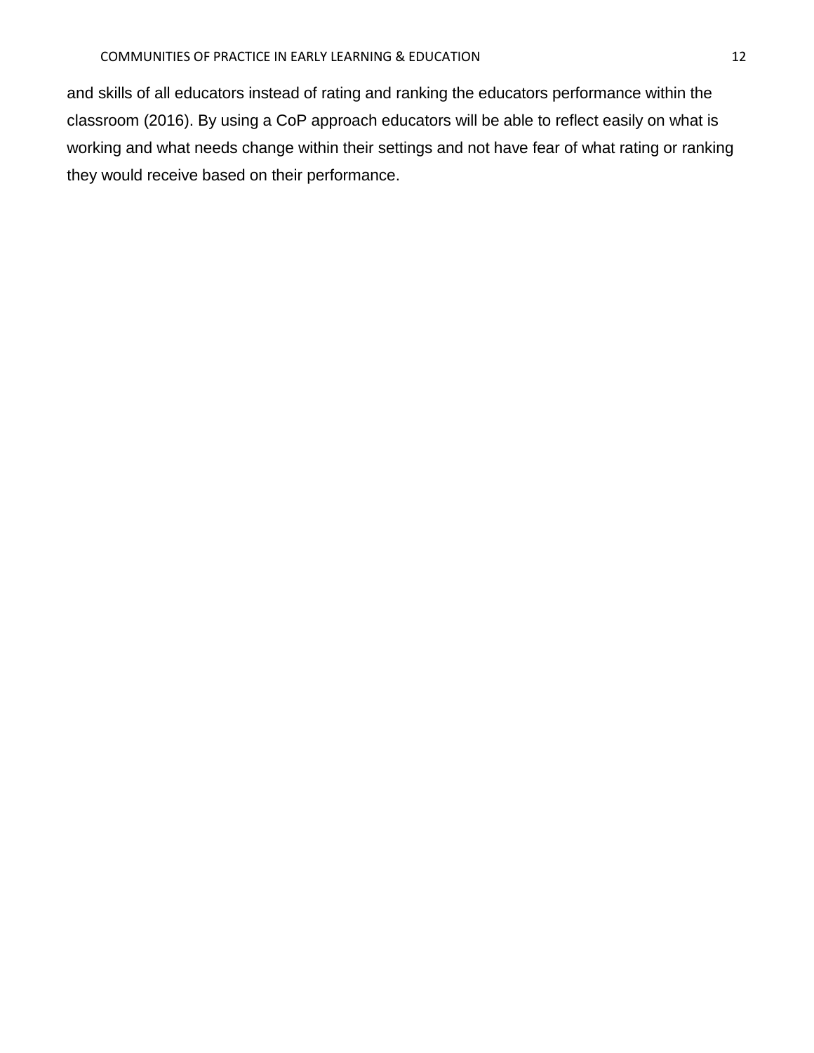and skills of all educators instead of rating and ranking the educators performance within the classroom (2016). By using a CoP approach educators will be able to reflect easily on what is working and what needs change within their settings and not have fear of what rating or ranking they would receive based on their performance.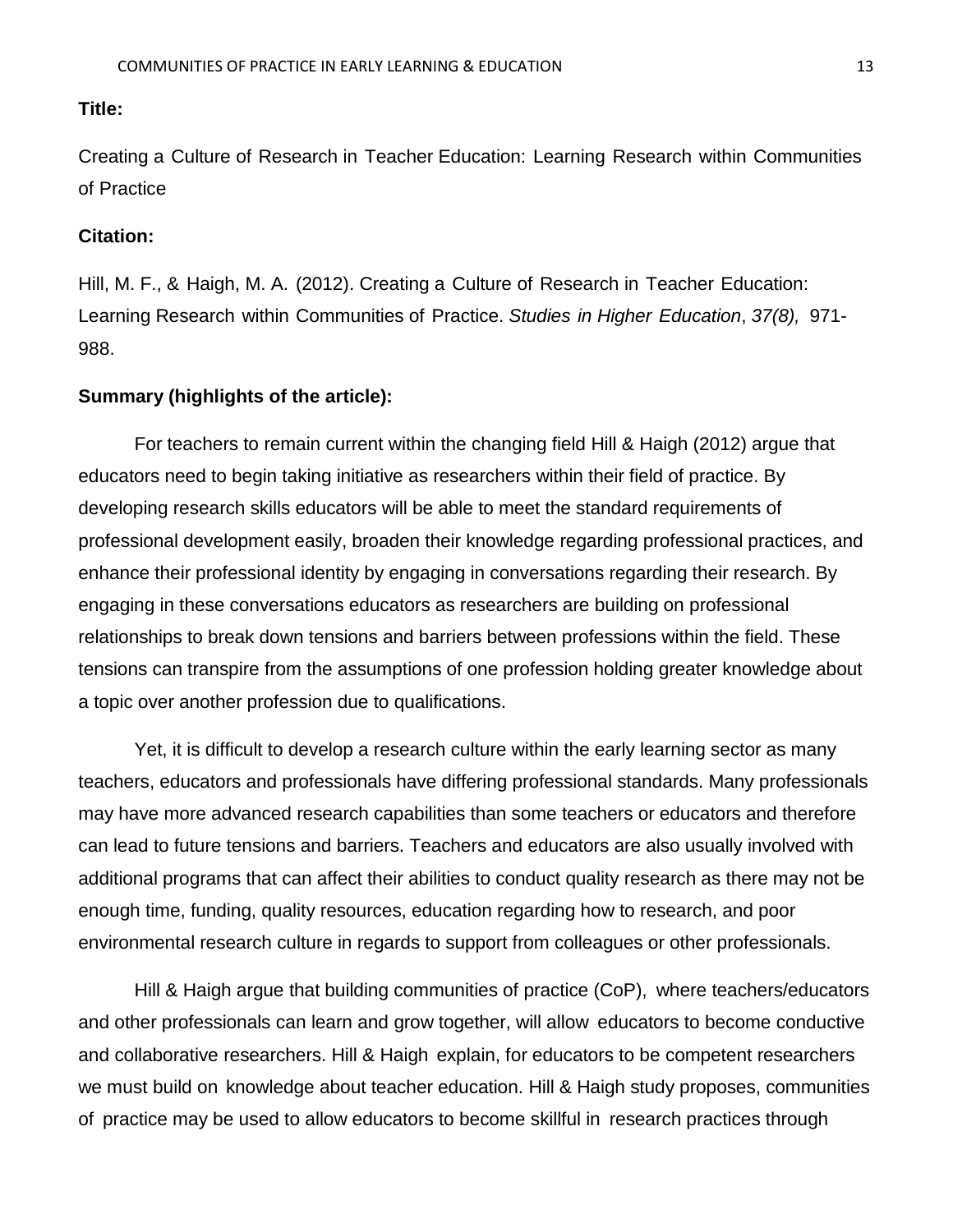**Title:**

Creating a Culture of Research in Teacher Education: Learning Research within Communities of Practice

**Citation:**

Hill, M. F., & Haigh, M. A. (2012). Creating a Culture of Research in Teacher Education: Learning Research within Communities of Practice. *Studies in Higher Education*, *37(8),* 971-988.

**Summary (highlights of the article):**

For teachers to remain current within the changing field Hill & Haigh (2012) argue that educators need to begin taking initiative as researchers within their field of practice. By developing research skills educators will be able to meet the standard requirements of professional development easily, broaden their knowledge regarding professional practices, and enhance their professional identity by engaging in conversations regarding their research. By engaging in these conversations educators as researchers are building on professional relationships to break down tensions and barriers between professions within the field. These tensions can transpire from the assumptions of one profession holding greater knowledge about a topic over another profession due to qualifications.

Yet, it is difficult to develop a research culture within the early learning sector as many teachers, educators and professionals have differing professional standards. Many professionals may have more advanced research capabilities than some teachers or educators and therefore can lead to future tensions and barriers. Teachers and educators are also usually involved with additional programs that can affect their abilities to conduct quality research as there may not be enough time, funding, quality resources, education regarding how to research, and poor environmental research culture in regards to support from colleagues or other professionals.

Hill & Haigh argue that building communities of practice (CoP), where teachers/educators and other professionals can learn and grow together, will allow educators to become conductive and collaborative researchers. Hill & Haigh explain, for educators to be competent researchers we must build on knowledge about teacher education. Hill & Haigh study proposes, communities of practice may be used to allow educators to become skillful in research practices through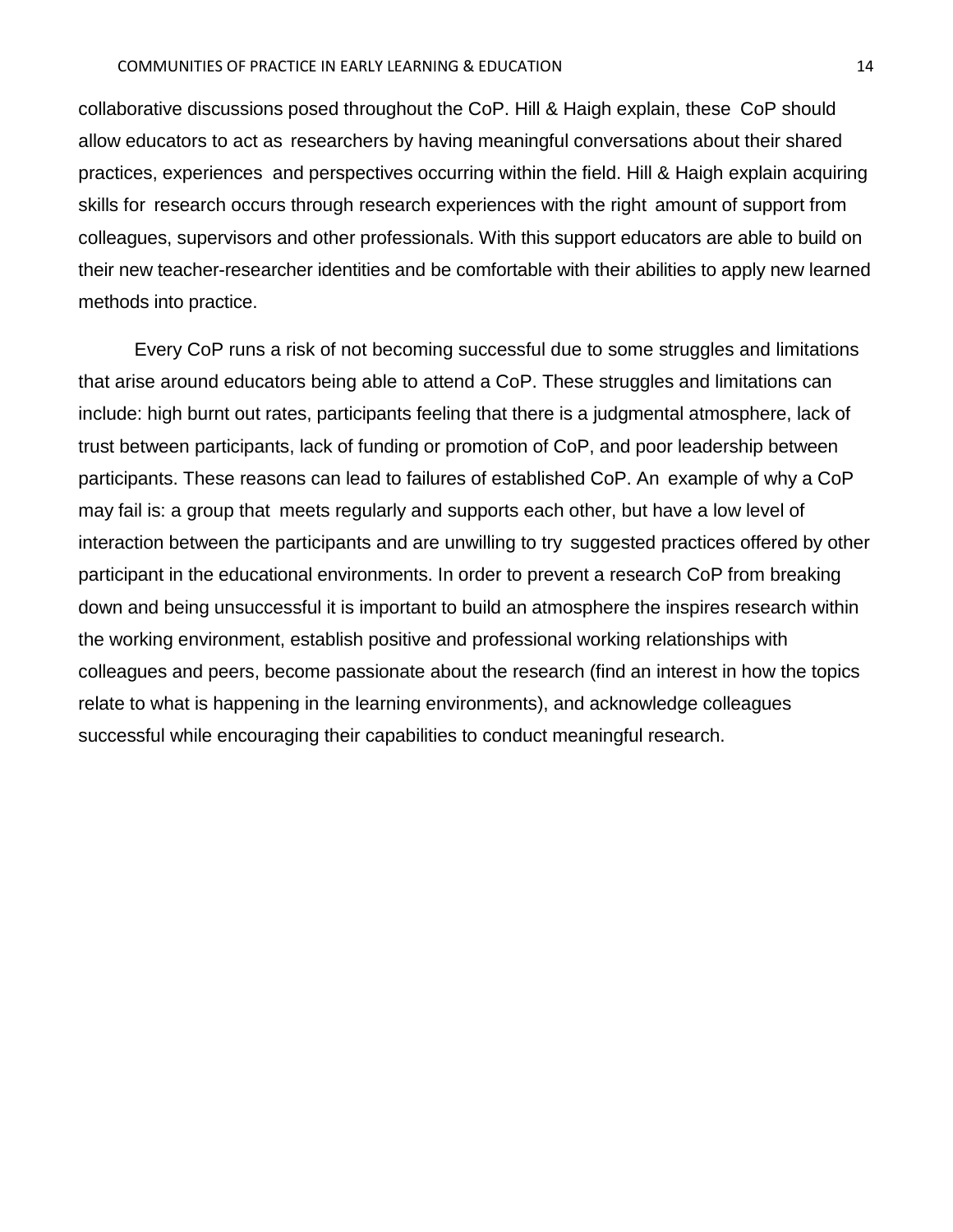collaborative discussions posed throughout the CoP. Hill & Haigh explain, these CoP should allow educators to act as researchers by having meaningful conversations about their shared practices, experiences and perspectives occurring within the field. Hill & Haigh explain acquiring skills for research occurs through research experiences with the right amount of support from colleagues, supervisors and other professionals. With this support educators are able to build on their new teacher-researcher identities and be comfortable with their abilities to apply new learned methods into practice.

Every CoP runs a risk of not becoming successful due to some struggles and limitations that arise around educators being able to attend a CoP. These struggles and limitations can include: high burnt out rates, participants feeling that there is a judgmental atmosphere, lack of trust between participants, lack of funding or promotion of CoP, and poor leadership between participants. These reasons can lead to failures of established CoP. An example of why a CoP may fail is: a group that meets regularly and supports each other, but have a low level of interaction between the participants and are unwilling to try suggested practices offered by other participant in the educational environments. In order to prevent a research CoP from breaking down and being unsuccessful it is important to build an atmosphere the inspires research within the working environment, establish positive and professional working relationships with colleagues and peers, become passionate about the research (find an interest in how the topics relate to what is happening in the learning environments), and acknowledge colleagues successful while encouraging their capabilities to conduct meaningful research.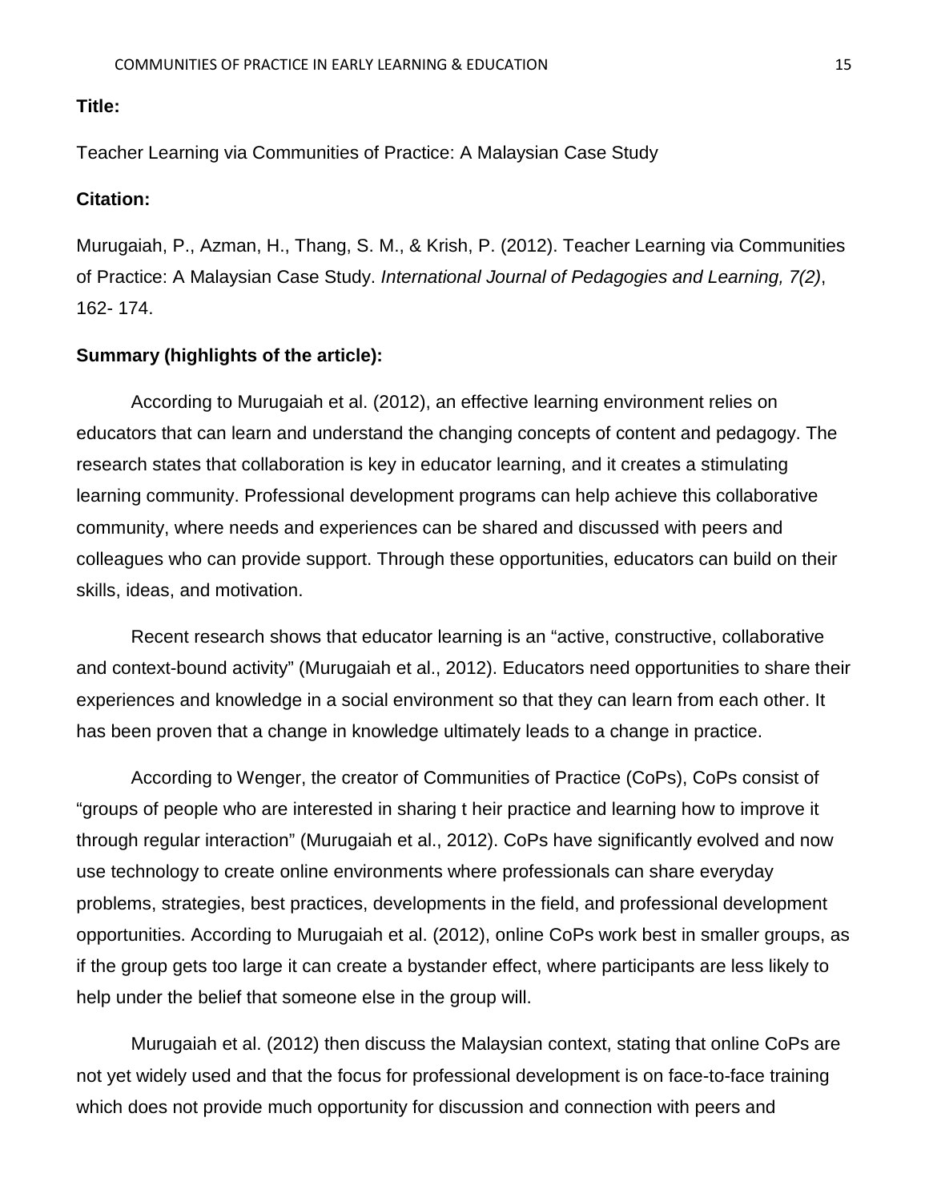**Title:**

Teacher Learning via Communities of Practice: A Malaysian Case Study

**Citation:**

Murugaiah, P., Azman, H., Thang, S. M., & Krish, P. (2012). Teacher Learning via Communities of Practice: A Malaysian Case Study. *International Journal of Pedagogies and Learning, 7(2)*, 162- 174.

**Summary (highlights of the article):**

According to Murugaiah et al. (2012), an effective learning environment relies on educators that can learn and understand the changing concepts of content and pedagogy. The research states that collaboration is key in educator learning, and it creates a stimulating learning community. Professional development programs can help achieve this collaborative community, where needs and experiences can be shared and discussed with peers and colleagues who can provide support. Through these opportunities, educators can build on their skills, ideas, and motivation.

Recent research shows that educator learning is an "active, constructive, collaborative and context-bound activity" (Murugaiah et al., 2012). Educators need opportunities to share their experiences and knowledge in a social environment so that they can learn from each other. It has been proven that a change in knowledge ultimately leads to a change in practice.

According to Wenger, the creator of Communities of Practice (CoPs), CoPs consist of "groups of people who are interested in sharing t heir practice and learning how to improve it through regular interaction" (Murugaiah et al., 2012). CoPs have significantly evolved and now use technology to create online environments where professionals can share everyday problems, strategies, best practices, developments in the field, and professional development opportunities. According to Murugaiah et al. (2012), online CoPs work best in smaller groups, as if the group gets too large it can create a bystander effect, where participants are less likely to help under the belief that someone else in the group will.

Murugaiah et al. (2012) then discuss the Malaysian context, stating that online CoPs are not yet widely used and that the focus for professional development is on face-to-face training which does not provide much opportunity for discussion and connection with peers and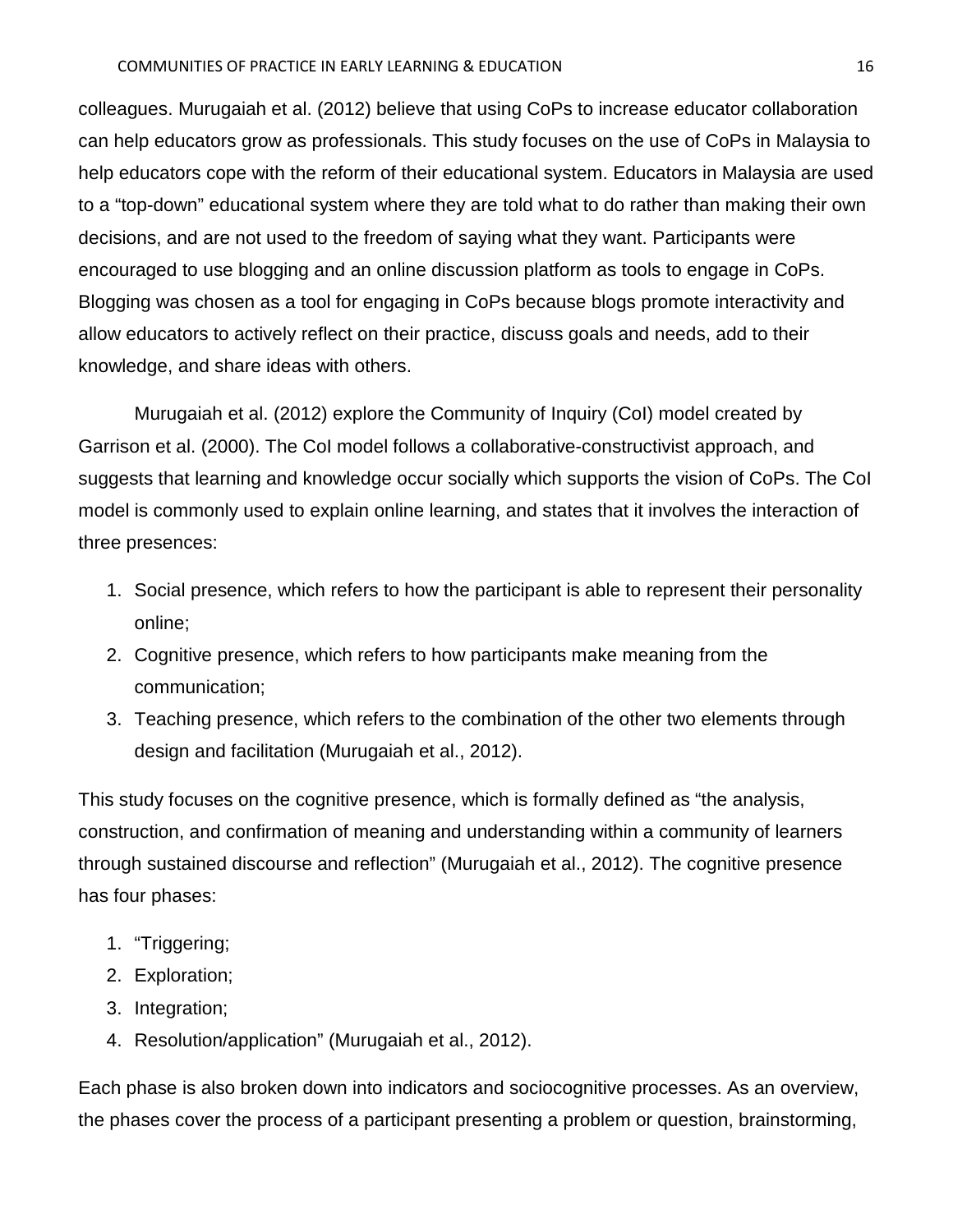colleagues. Murugaiah et al. (2012) believe that using CoPs to increase educator collaboration can help educators grow as professionals. This study focuses on the use of CoPs in Malaysia to help educators cope with the reform of their educational system. Educators in Malaysia are used to a "top-down" educational system where they are told what to do rather than making their own decisions, and are not used to the freedom of saying what they want. Participants were encouraged to use blogging and an online discussion platform as tools to engage in CoPs. Blogging was chosen as a tool for engaging in CoPs because blogs promote interactivity and allow educators to actively reflect on their practice, discuss goals and needs, add to their knowledge, and share ideas with others.

Murugaiah et al. (2012) explore the Community of Inquiry (CoI) model created by Garrison et al. (2000). The CoI model follows a collaborative-constructivist approach, and suggests that learning and knowledge occur socially which supports the vision of CoPs. The CoI model is commonly used to explain online learning, and states that it involves the interaction of three presences:

1. Social presence, which refers to how the participant is able to represent their personality online;
2. Cognitive presence, which refers to how participants make meaning from the communication;
3. Teaching presence, which refers to the combination of the other two elements through design and facilitation (Murugaiah et al., 2012).

This study focuses on the cognitive presence, which is formally defined as "the analysis, construction, and confirmation of meaning and understanding within a community of learners through sustained discourse and reflection" (Murugaiah et al., 2012). The cognitive presence has four phases:

1. "Triggering;
2. Exploration;
3. Integration;
4. Resolution/application" (Murugaiah et al., 2012).

Each phase is also broken down into indicators and sociocognitive processes. As an overview, the phases cover the process of a participant presenting a problem or question, brainstorming,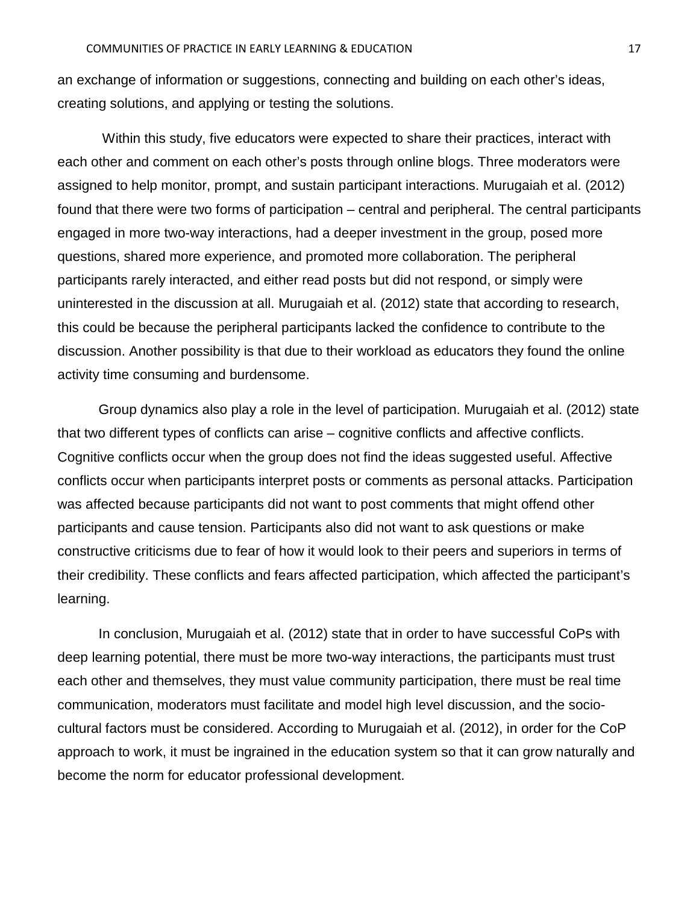an exchange of information or suggestions, connecting and building on each other's ideas, creating solutions, and applying or testing the solutions.

Within this study, five educators were expected to share their practices, interact with each other and comment on each other's posts through online blogs. Three moderators were assigned to help monitor, prompt, and sustain participant interactions. Murugaiah et al. (2012) found that there were two forms of participation – central and peripheral. The central participants engaged in more two-way interactions, had a deeper investment in the group, posed more questions, shared more experience, and promoted more collaboration. The peripheral participants rarely interacted, and either read posts but did not respond, or simply were uninterested in the discussion at all. Murugaiah et al. (2012) state that according to research, this could be because the peripheral participants lacked the confidence to contribute to the discussion. Another possibility is that due to their workload as educators they found the online activity time consuming and burdensome.

Group dynamics also play a role in the level of participation. Murugaiah et al. (2012) state that two different types of conflicts can arise – cognitive conflicts and affective conflicts. Cognitive conflicts occur when the group does not find the ideas suggested useful. Affective conflicts occur when participants interpret posts or comments as personal attacks. Participation was affected because participants did not want to post comments that might offend other participants and cause tension. Participants also did not want to ask questions or make constructive criticisms due to fear of how it would look to their peers and superiors in terms of their credibility. These conflicts and fears affected participation, which affected the participant's learning.

In conclusion, Murugaiah et al. (2012) state that in order to have successful CoPs with deep learning potential, there must be more two-way interactions, the participants must trust each other and themselves, they must value community participation, there must be real time communication, moderators must facilitate and model high level discussion, and the socio-cultural factors must be considered. According to Murugaiah et al. (2012), in order for the CoP approach to work, it must be ingrained in the education system so that it can grow naturally and become the norm for educator professional development.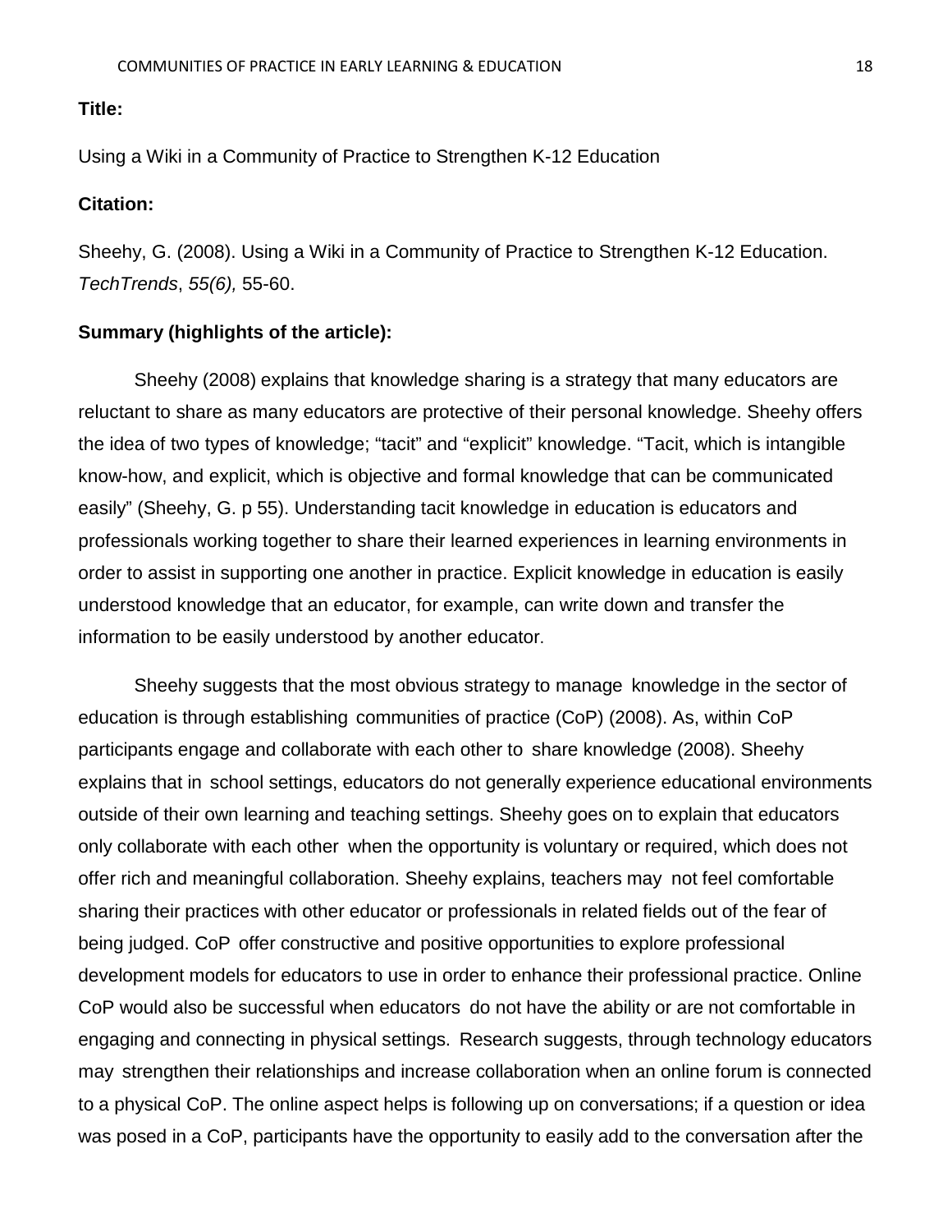**Title:**

Using a Wiki in a Community of Practice to Strengthen K-12 Education

**Citation:**

Sheehy, G. (2008). Using a Wiki in a Community of Practice to Strengthen K-12 Education. *TechTrends*, *55(6),* 55-60.

**Summary (highlights of the article):**

Sheehy (2008) explains that knowledge sharing is a strategy that many educators are reluctant to share as many educators are protective of their personal knowledge. Sheehy offers the idea of two types of knowledge; "tacit" and "explicit" knowledge. "Tacit, which is intangible know-how, and explicit, which is objective and formal knowledge that can be communicated easily" (Sheehy, G. p 55). Understanding tacit knowledge in education is educators and professionals working together to share their learned experiences in learning environments in order to assist in supporting one another in practice. Explicit knowledge in education is easily understood knowledge that an educator, for example, can write down and transfer the information to be easily understood by another educator.

Sheehy suggests that the most obvious strategy to manage knowledge in the sector of education is through establishing communities of practice (CoP) (2008). As, within CoP participants engage and collaborate with each other to share knowledge (2008). Sheehy explains that in school settings, educators do not generally experience educational environments outside of their own learning and teaching settings. Sheehy goes on to explain that educators only collaborate with each other when the opportunity is voluntary or required, which does not offer rich and meaningful collaboration. Sheehy explains, teachers may not feel comfortable sharing their practices with other educator or professionals in related fields out of the fear of being judged. CoP offer constructive and positive opportunities to explore professional development models for educators to use in order to enhance their professional practice. Online CoP would also be successful when educators do not have the ability or are not comfortable in engaging and connecting in physical settings. Research suggests, through technology educators may strengthen their relationships and increase collaboration when an online forum is connected to a physical CoP. The online aspect helps is following up on conversations; if a question or idea was posed in a CoP, participants have the opportunity to easily add to the conversation after the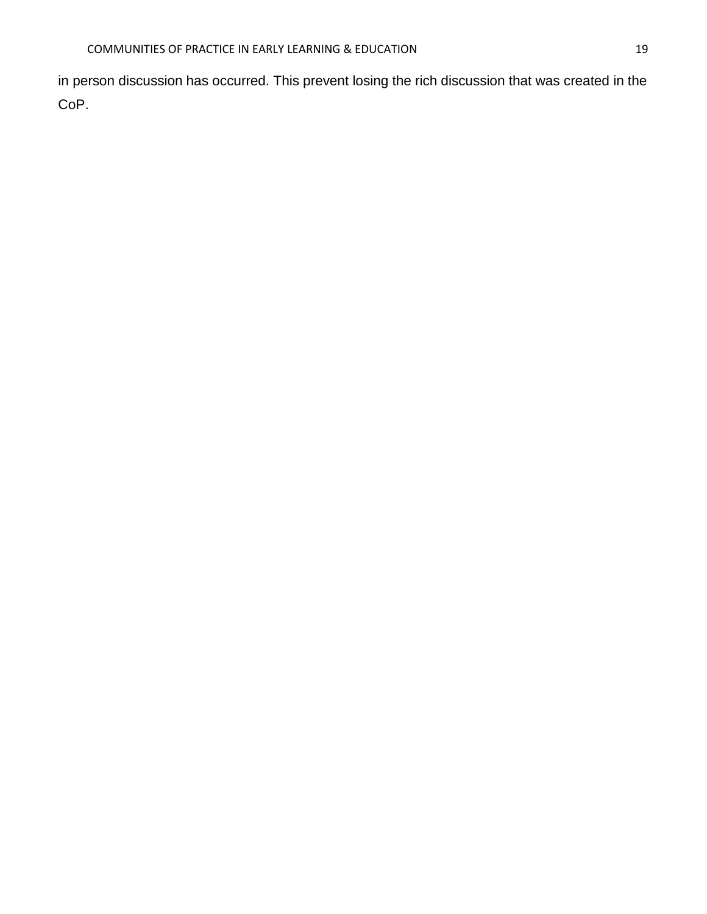in person discussion has occurred. This prevent losing the rich discussion that was created in the CoP.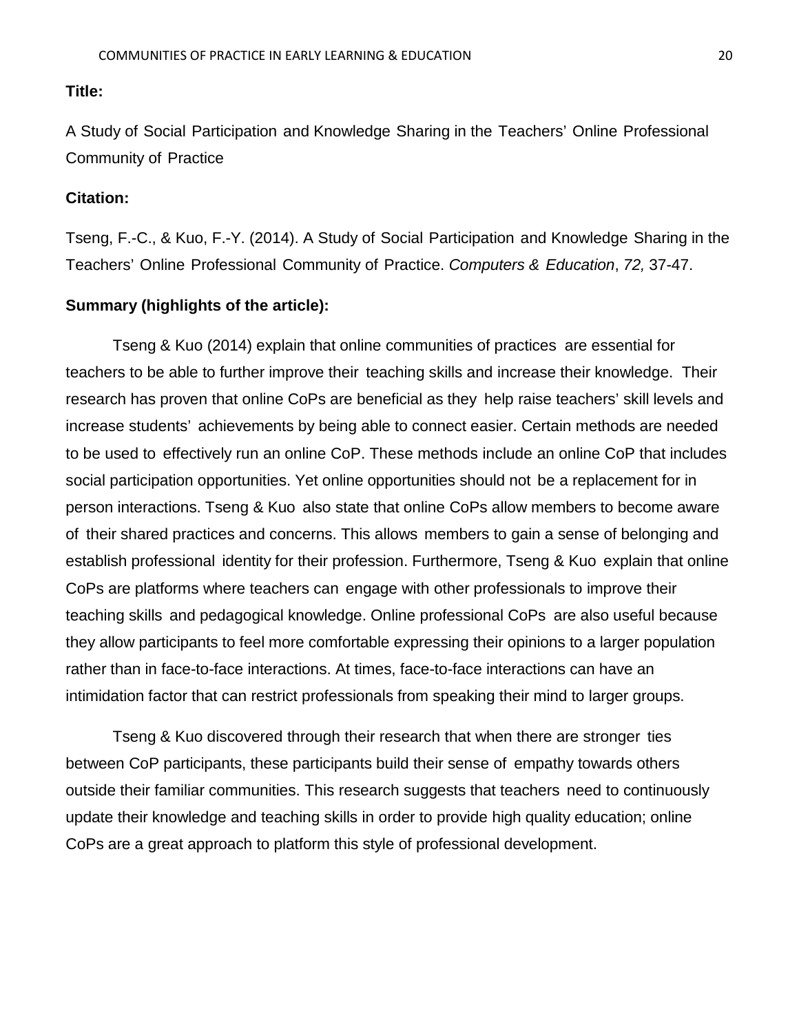**Title:**

A Study of Social Participation and Knowledge Sharing in the Teachers' Online Professional Community of Practice

**Citation:**

Tseng, F.-C., & Kuo, F.-Y. (2014). A Study of Social Participation and Knowledge Sharing in the Teachers' Online Professional Community of Practice. *Computers & Education*, *72,* 37-47.

**Summary (highlights of the article):**

Tseng & Kuo (2014) explain that online communities of practices are essential for teachers to be able to further improve their teaching skills and increase their knowledge. Their research has proven that online CoPs are beneficial as they help raise teachers' skill levels and increase students' achievements by being able to connect easier. Certain methods are needed to be used to effectively run an online CoP. These methods include an online CoP that includes social participation opportunities. Yet online opportunities should not be a replacement for in person interactions. Tseng & Kuo also state that online CoPs allow members to become aware of their shared practices and concerns. This allows members to gain a sense of belonging and establish professional identity for their profession. Furthermore, Tseng & Kuo explain that online CoPs are platforms where teachers can engage with other professionals to improve their teaching skills and pedagogical knowledge. Online professional CoPs are also useful because they allow participants to feel more comfortable expressing their opinions to a larger population rather than in face-to-face interactions. At times, face-to-face interactions can have an intimidation factor that can restrict professionals from speaking their mind to larger groups.

Tseng & Kuo discovered through their research that when there are stronger ties between CoP participants, these participants build their sense of empathy towards others outside their familiar communities. This research suggests that teachers need to continuously update their knowledge and teaching skills in order to provide high quality education; online CoPs are a great approach to platform this style of professional development.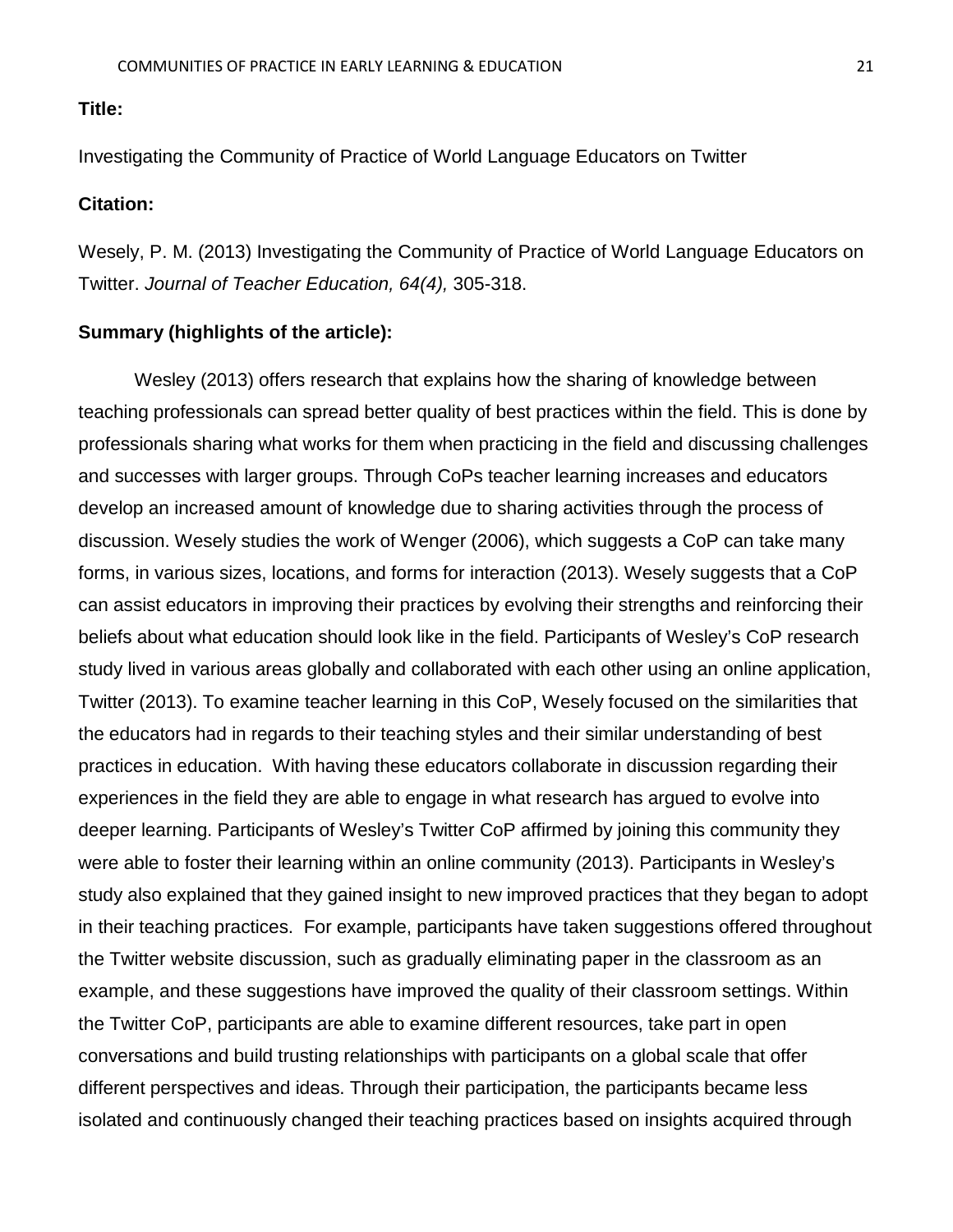**Title:**

Investigating the Community of Practice of World Language Educators on Twitter

**Citation:**

Wesely, P. M. (2013) Investigating the Community of Practice of World Language Educators on Twitter. *Journal of Teacher Education, 64(4),* 305-318.

**Summary (highlights of the article):**

Wesley (2013) offers research that explains how the sharing of knowledge between teaching professionals can spread better quality of best practices within the field. This is done by professionals sharing what works for them when practicing in the field and discussing challenges and successes with larger groups. Through CoPs teacher learning increases and educators develop an increased amount of knowledge due to sharing activities through the process of discussion. Wesely studies the work of Wenger (2006), which suggests a CoP can take many forms, in various sizes, locations, and forms for interaction (2013). Wesely suggests that a CoP can assist educators in improving their practices by evolving their strengths and reinforcing their beliefs about what education should look like in the field. Participants of Wesley's CoP research study lived in various areas globally and collaborated with each other using an online application, Twitter (2013). To examine teacher learning in this CoP, Wesely focused on the similarities that the educators had in regards to their teaching styles and their similar understanding of best practices in education. With having these educators collaborate in discussion regarding their experiences in the field they are able to engage in what research has argued to evolve into deeper learning. Participants of Wesley's Twitter CoP affirmed by joining this community they were able to foster their learning within an online community (2013). Participants in Wesley's study also explained that they gained insight to new improved practices that they began to adopt in their teaching practices. For example, participants have taken suggestions offered throughout the Twitter website discussion, such as gradually eliminating paper in the classroom as an example, and these suggestions have improved the quality of their classroom settings. Within the Twitter CoP, participants are able to examine different resources, take part in open conversations and build trusting relationships with participants on a global scale that offer different perspectives and ideas. Through their participation, the participants became less isolated and continuously changed their teaching practices based on insights acquired through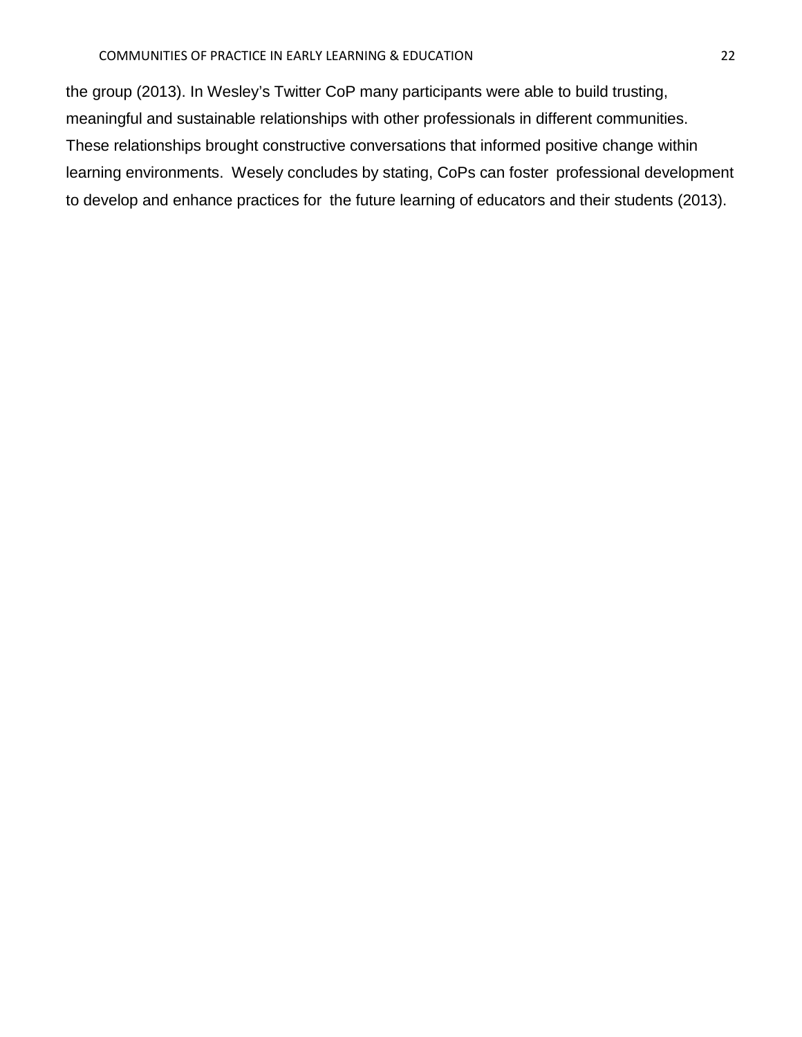the group (2013). In Wesley's Twitter CoP many participants were able to build trusting, meaningful and sustainable relationships with other professionals in different communities. These relationships brought constructive conversations that informed positive change within learning environments. Wesely concludes by stating, CoPs can foster professional development to develop and enhance practices for the future learning of educators and their students (2013).